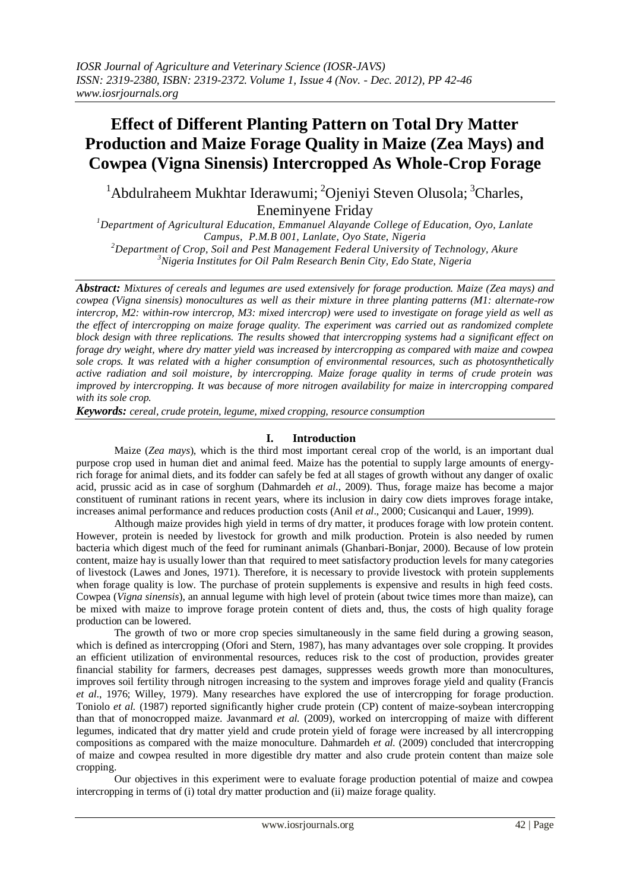# Effect of Different Planting Pattern on Total Dry Matter Production and Maize Forage Quality in Maize (Zea Mays) and Cowpea (Vigna Sinensis) Intercropped As Whole-Crop Forage

[1]Abdulraheem Mukhtar Iderawumi; [2]Ojeniyi Steven Olusola; [3]Charles, Eneminyene Friday

[1]*Department of Agricultural Education, Emmanuel Alayande College of Education, Oyo, Lanlate Campus, P.M.B 001, Lanlate, Oyo State, Nigeria*
[2]*Department of Crop, Soil and Pest Management Federal University of Technology, Akure*
[3]*Nigeria Institutes for Oil Palm Research Benin City, Edo State, Nigeria*

***Abstract:*** *Mixtures of cereals and legumes are used extensively for forage production. Maize (Zea mays) and cowpea (Vigna sinensis) monocultures as well as their mixture in three planting patterns (M1: alternate-row intercrop, M2: within-row intercrop, M3: mixed intercrop) were used to investigate on forage yield as well as the effect of intercropping on maize forage quality. The experiment was carried out as randomized complete block design with three replications. The results showed that intercropping systems had a significant effect on forage dry weight, where dry matter yield was increased by intercropping as compared with maize and cowpea sole crops. It was related with a higher consumption of environmental resources, such as photosynthetically active radiation and soil moisture, by intercropping. Maize forage quality in terms of crude protein was improved by intercropping. It was because of more nitrogen availability for maize in intercropping compared with its sole crop.*

***Keywords:*** *cereal, crude protein, legume, mixed cropping, resource consumption*

## I. Introduction

Maize (*Zea mays*), which is the third most important cereal crop of the world, is an important dual purpose crop used in human diet and animal feed. Maize has the potential to supply large amounts of energy-rich forage for animal diets, and its fodder can safely be fed at all stages of growth without any danger of oxalic acid, prussic acid as in case of sorghum (Dahmardeh *et al*., 2009). Thus, forage maize has become a major constituent of ruminant rations in recent years, where its inclusion in dairy cow diets improves forage intake, increases animal performance and reduces production costs (Anil *et al*., 2000; Cusicanqui and Lauer, 1999).

Although maize provides high yield in terms of dry matter, it produces forage with low protein content. However, protein is needed by livestock for growth and milk production. Protein is also needed by rumen bacteria which digest much of the feed for ruminant animals (Ghanbari-Bonjar, 2000). Because of low protein content, maize hay is usually lower than that required to meet satisfactory production levels for many categories of livestock (Lawes and Jones, 1971). Therefore, it is necessary to provide livestock with protein supplements when forage quality is low. The purchase of protein supplements is expensive and results in high feed costs. Cowpea (*Vigna sinensis*), an annual legume with high level of protein (about twice times more than maize), can be mixed with maize to improve forage protein content of diets and, thus, the costs of high quality forage production can be lowered.

The growth of two or more crop species simultaneously in the same field during a growing season, which is defined as intercropping (Ofori and Stern, 1987), has many advantages over sole cropping. It provides an efficient utilization of environmental resources, reduces risk to the cost of production, provides greater financial stability for farmers, decreases pest damages, suppresses weeds growth more than monocultures, improves soil fertility through nitrogen increasing to the system and improves forage yield and quality (Francis *et al*., 1976; Willey, 1979). Many researches have explored the use of intercropping for forage production. Toniolo *et al.* (1987) reported significantly higher crude protein (CP) content of maize-soybean intercropping than that of monocropped maize. Javanmard *et al.* (2009), worked on intercropping of maize with different legumes, indicated that dry matter yield and crude protein yield of forage were increased by all intercropping compositions as compared with the maize monoculture. Dahmardeh *et al.* (2009) concluded that intercropping of maize and cowpea resulted in more digestible dry matter and also crude protein content than maize sole cropping.

Our objectives in this experiment were to evaluate forage production potential of maize and cowpea intercropping in terms of (i) total dry matter production and (ii) maize forage quality.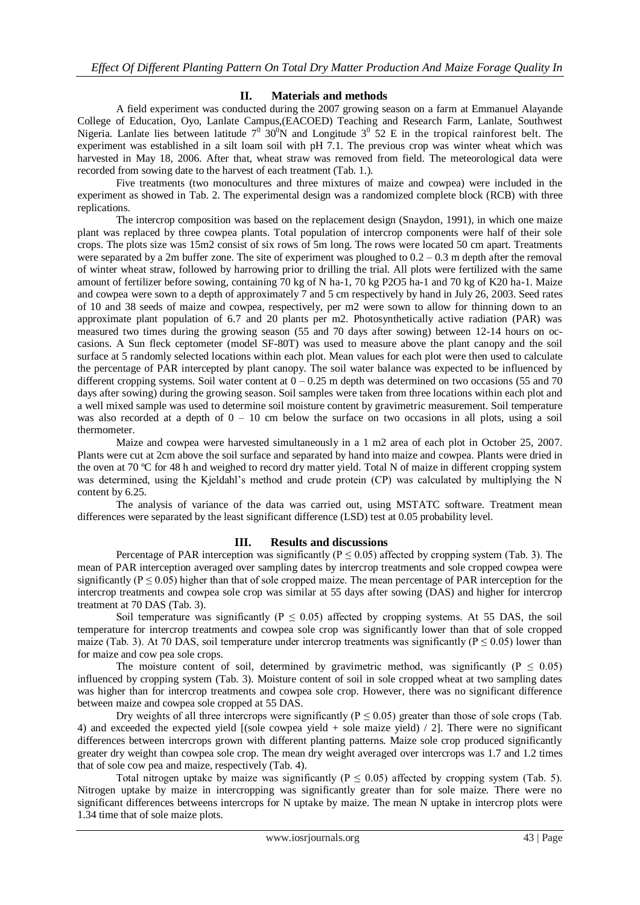## II. Materials and methods

A field experiment was conducted during the 2007 growing season on a farm at Emmanuel Alayande College of Education, Oyo, Lanlate Campus,(EACOED) Teaching and Research Farm, Lanlate, Southwest Nigeria. Lanlate lies between latitude $7^0$ $30^0$N and Longitude $3^0$ 52 E in the tropical rainforest belt. The experiment was established in a silt loam soil with pH 7.1. The previous crop was winter wheat which was harvested in May 18, 2006. After that, wheat straw was removed from field. The meteorological data were recorded from sowing date to the harvest of each treatment (Tab. 1.).

Five treatments (two monocultures and three mixtures of maize and cowpea) were included in the experiment as showed in Tab. 2. The experimental design was a randomized complete block (RCB) with three replications.

The intercrop composition was based on the replacement design (Snaydon, 1991), in which one maize plant was replaced by three cowpea plants. Total population of intercrop components were half of their sole crops. The plots size was 15m2 consist of six rows of 5m long. The rows were located 50 cm apart. Treatments were separated by a 2m buffer zone. The site of experiment was ploughed to 0.2 – 0.3 m depth after the removal of winter wheat straw, followed by harrowing prior to drilling the trial. All plots were fertilized with the same amount of fertilizer before sowing, containing 70 kg of N ha-1, 70 kg P2O5 ha-1 and 70 kg of K20 ha-1. Maize and cowpea were sown to a depth of approximately 7 and 5 cm respectively by hand in July 26, 2003. Seed rates of 10 and 38 seeds of maize and cowpea, respectively, per m2 were sown to allow for thinning down to an approximate plant population of 6.7 and 20 plants per m2. Photosynthetically active radiation (PAR) was measured two times during the growing season (55 and 70 days after sowing) between 12-14 hours on occasions. A Sun fleck ceptometer (model SF-80T) was used to measure above the plant canopy and the soil surface at 5 randomly selected locations within each plot. Mean values for each plot were then used to calculate the percentage of PAR intercepted by plant canopy. The soil water balance was expected to be influenced by different cropping systems. Soil water content at 0 – 0.25 m depth was determined on two occasions (55 and 70 days after sowing) during the growing season. Soil samples were taken from three locations within each plot and a well mixed sample was used to determine soil moisture content by gravimetric measurement. Soil temperature was also recorded at a depth of 0 – 10 cm below the surface on two occasions in all plots, using a soil thermometer.

Maize and cowpea were harvested simultaneously in a 1 m2 area of each plot in October 25, 2007. Plants were cut at 2cm above the soil surface and separated by hand into maize and cowpea. Plants were dried in the oven at 70 ºC for 48 h and weighed to record dry matter yield. Total N of maize in different cropping system was determined, using the Kjeldahl's method and crude protein (CP) was calculated by multiplying the N content by 6.25.

The analysis of variance of the data was carried out, using MSTATC software. Treatment mean differences were separated by the least significant difference (LSD) test at 0.05 probability level.

## III. Results and discussions

Percentage of PAR interception was significantly ($P \leq 0.05$) affected by cropping system (Tab. 3). The mean of PAR interception averaged over sampling dates by intercrop treatments and sole cropped cowpea were significantly ($P \leq 0.05$) higher than that of sole cropped maize. The mean percentage of PAR interception for the intercrop treatments and cowpea sole crop was similar at 55 days after sowing (DAS) and higher for intercrop treatment at 70 DAS (Tab. 3).

Soil temperature was significantly ($P \leq 0.05$) affected by cropping systems. At 55 DAS, the soil temperature for intercrop treatments and cowpea sole crop was significantly lower than that of sole cropped maize (Tab. 3). At 70 DAS, soil temperature under intercrop treatments was significantly ($P \leq 0.05$) lower than for maize and cow pea sole crops.

The moisture content of soil, determined by gravimetric method, was significantly ($P \leq 0.05$) influenced by cropping system (Tab. 3). Moisture content of soil in sole cropped wheat at two sampling dates was higher than for intercrop treatments and cowpea sole crop. However, there was no significant difference between maize and cowpea sole cropped at 55 DAS.

Dry weights of all three intercrops were significantly ($P \leq 0.05$) greater than those of sole crops (Tab. 4) and exceeded the expected yield [(sole cowpea yield + sole maize yield) / 2]. There were no significant differences between intercrops grown with different planting patterns. Maize sole crop produced significantly greater dry weight than cowpea sole crop. The mean dry weight averaged over intercrops was 1.7 and 1.2 times that of sole cow pea and maize, respectively (Tab. 4).

Total nitrogen uptake by maize was significantly ($P \leq 0.05$) affected by cropping system (Tab. 5). Nitrogen uptake by maize in intercropping was significantly greater than for sole maize. There were no significant differences betweens intercrops for N uptake by maize. The mean N uptake in intercrop plots were 1.34 time that of sole maize plots.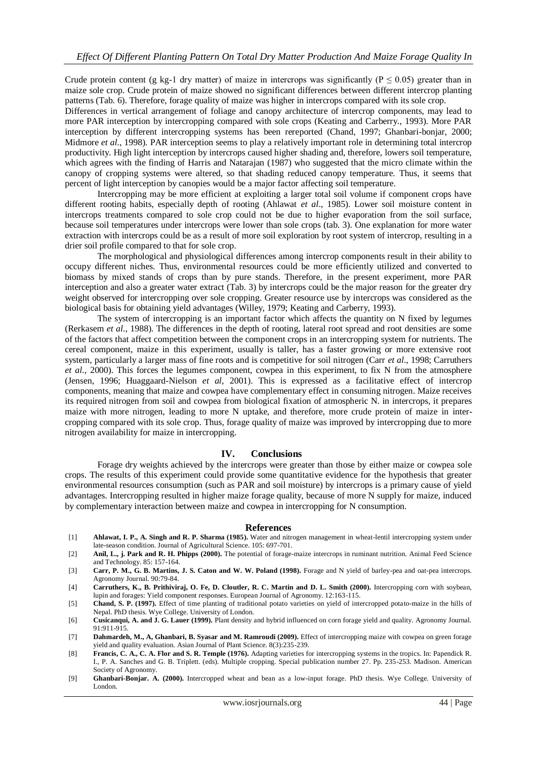Crude protein content (g kg-1 dry matter) of maize in intercrops was significantly ($P \leq 0.05$) greater than in maize sole crop. Crude protein of maize showed no significant differences between different intercrop planting patterns (Tab. 6). Therefore, forage quality of maize was higher in intercrops compared with its sole crop.

Differences in vertical arrangement of foliage and canopy architecture of intercrop components, may lead to more PAR interception by intercropping compared with sole crops (Keating and Carberry., 1993). More PAR interception by different intercropping systems has been rereported (Chand, 1997; Ghanbari-bonjar, 2000; Midmore *et al*., 1998). PAR interception seems to play a relatively important role in determining total intercrop productivity. High light interception by intercrops caused higher shading and, therefore, lowers soil temperature, which agrees with the finding of Harris and Natarajan (1987) who suggested that the micro climate within the canopy of cropping systems were altered, so that shading reduced canopy temperature. Thus, it seems that percent of light interception by canopies would be a major factor affecting soil temperature.

Intercropping may be more efficient at exploiting a larger total soil volume if component crops have different rooting habits, especially depth of rooting (Ahlawat *et al*., 1985). Lower soil moisture content in intercrops treatments compared to sole crop could not be due to higher evaporation from the soil surface, because soil temperatures under intercrops were lower than sole crops (tab. 3). One explanation for more water extraction with intercrops could be as a result of more soil exploration by root system of intercrop, resulting in a drier soil profile compared to that for sole crop.

The morphological and physiological differences among intercrop components result in their ability to occupy different niches. Thus, environmental resources could be more efficiently utilized and converted to biomass by mixed stands of crops than by pure stands. Therefore, in the present experiment, more PAR interception and also a greater water extract (Tab. 3) by intercrops could be the major reason for the greater dry weight observed for intercropping over sole cropping. Greater resource use by intercrops was considered as the biological basis for obtaining yield advantages (Willey, 1979; Keating and Carberry, 1993).

The system of intercropping is an important factor which affects the quantity on N fixed by legumes (Rerkasem *et al*., 1988). The differences in the depth of rooting, lateral root spread and root densities are some of the factors that affect competition between the component crops in an intercropping system for nutrients. The cereal component, maize in this experiment, usually is taller, has a faster growing or more extensive root system, particularly a larger mass of fine roots and is competitive for soil nitrogen (Carr *et al*., 1998; Carruthers *et al*., 2000). This forces the legumes component, cowpea in this experiment, to fix N from the atmosphere (Jensen, 1996; Huaggaard-Nielson *et al*, 2001). This is expressed as a facilitative effect of intercrop components, meaning that maize and cowpea have complementary effect in consuming nitrogen. Maize receives its required nitrogen from soil and cowpea from biological fixation of atmospheric N. in intercrops, it prepares maize with more nitrogen, leading to more N uptake, and therefore, more crude protein of maize in inter-cropping compared with its sole crop. Thus, forage quality of maize was improved by intercropping due to more nitrogen availability for maize in intercropping.

## IV. Conclusions

Forage dry weights achieved by the intercrops were greater than those by either maize or cowpea sole crops. The results of this experiment could provide some quantitative evidence for the hypothesis that greater environmental resources consumption (such as PAR and soil moisture) by intercrops is a primary cause of yield advantages. Intercropping resulted in higher maize forage quality, because of more N supply for maize, induced by complementary interaction between maize and cowpea in intercropping for N consumption.

## References

[1] **Ahlawat, I. P., A. Singh and R. P. Sharma (1985).** Water and nitrogen management in wheat-lentil intercropping system under late-season condition. Journal of Agricultural Science. 105: 697-701.

[2] **Anil, L., j. Park and R. H. Phipps (2000).** The potential of forage-maize intercrops in ruminant nutrition. Animal Feed Science and Technology. 85: 157-164.

[3] **Carr, P. M., G. B. Martins, J. S. Caton and W. W. Poland (1998).** Forage and N yield of barley-pea and oat-pea intercrops. Agronomy Journal. 90:79-84.

[4] **Carruthers, K., B. Prithiviraj, O. Fe, D. Cloutler, R. C. Martin and D. L. Smith (2000).** Intercropping corn with soybean, lupin and forages: Yield component responses. European Journal of Agronomy. 12:163-115.

[5] **Chand, S. P. (1997).** Effect of time planting of traditional potato varieties on yield of intercropped potato-maize in the hills of Nepal. PhD thesis. Wye College. University of London.

[6] **Cusicanqui, A. and J. G. Lauer (1999).** Plant density and hybrid influenced on corn forage yield and quality. Agronomy Journal. 91:911-915.

[7] **Dahmardeh, M., A, Ghanbari, B. Syasar and M. Ramroudi (2009).** Effect of intercropping maize with cowpea on green forage yield and quality evaluation. Asian Journal of Plant Science. 8(3):235-239.

[8] **Francis, C. A., C. A. Flor and S. R. Temple (1976).** Adapting varieties for intercropping systems in the tropics. In: Papendick R. I., P. A. Sanches and G. B. Triplett. (eds). Multiple cropping. Special publication number 27. Pp. 235-253. Madison. American Society of Agronomy.

[9] **Ghanbari-Bonjar. A. (2000).** Intercropped wheat and bean as a low-input forage. PhD thesis. Wye College. University of London.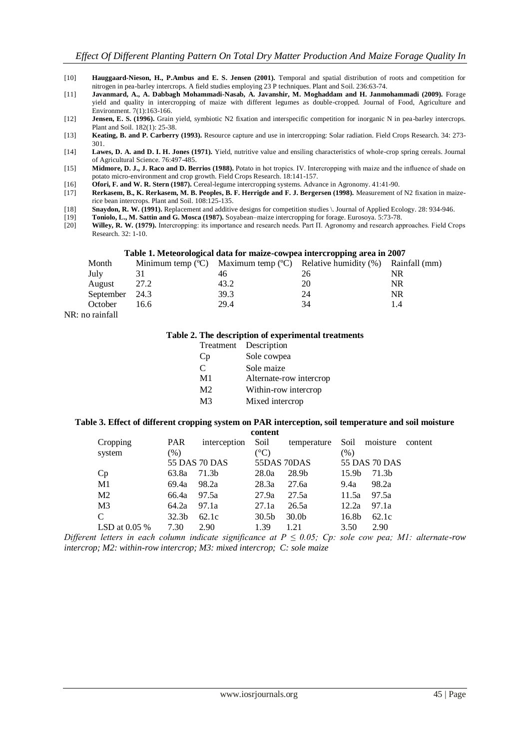[10] **Hauggaard-Nieson, H., P.Ambus and E. S. Jensen (2001).** Temporal and spatial distribution of roots and competition for nitrogen in pea-barley intercrops. A field studies employing 23 P techniques. Plant and Soil. 236:63-74.

[11] **Javanmard, A., A. Dabbagh Mohammadi-Nasab, A. Javanshir, M. Moghaddam and H. Janmohammadi (2009).** Forage yield and quality in intercropping of maize with different legumes as double-cropped. Journal of Food, Agriculture and Environment. 7(1):163-166.

[12] **Jensen, E. S. (1996).** Grain yield, symbiotic N2 fixation and interspecific competition for inorganic N in pea-barley intercrops. Plant and Soil. 182(1): 25-38.

[13] **Keating, B. and P. Carberry (1993).** Resource capture and use in intercropping: Solar radiation. Field Crops Research. 34: 273-301.

[14] **Lawes, D. A. and D. I. H. Jones (1971).** Yield, nutritive value and ensiling characteristics of whole-crop spring cereals. Journal of Agricultural Science. 76:497-485.

[15] **Midmore, D. J., J. Raco and D. Berrios (1988).** Potato in hot tropics. IV. Intercropping with maize and the influence of shade on potato micro-environment and crop growth. Field Crops Research. 18:141-157.

[16] **Ofori, F. and W. R. Stern (1987).** Cereal-legume intercropping systems. Advance in Agronomy. 41:41-90.

[17] **Rerkasem, B., K. Rerkasem, M. B. Peoples, B. F. Herrigde and F. J. Bergersen (1998).** Measurement of N2 fixation in maize-rice bean intercrops. Plant and Soil. 108:125-135.

[18] **Snaydon, R. W. (1991).** Replacement and additive designs for competition studies \. Journal of Applied Ecology. 28: 934-946.

[19] **Toniolo, L., M. Sattin and G. Mosca (1987).** Soyabean–maize intercropping for forage. Eurosoya. 5:73-78.

[20] **Willey, R. W. (1979).** Intercropping: its importance and research needs. Part II. Agronomy and research approaches. Field Crops Research. 32: 1-10.

**Table 1. Meteorological data for maize-cowpea intercropping area in 2007**

| Month | Minimum temp (ºC) | Maximum temp (ºC) | Relative humidity (%) | Rainfall (mm) |
|---|---|---|---|---|
| July | 31 | 46 | 26 | NR |
| August | 27.2 | 43.2 | 20 | NR |
| September | 24.3 | 39.3 | 24 | NR |
| October | 16.6 | 29.4 | 34 | 1.4 |

NR: no rainfall

**Table 2. The description of experimental treatments**

| Treatment | Description |
|---|---|
| Cp | Sole cowpea |
| C | Sole maize |
| M1 | Alternate-row intercrop |
| M2 | Within-row intercrop |
| M3 | Mixed intercrop |

**Table 3. Effect of different cropping system on PAR interception, soil temperature and soil moisture content**

| Cropping system | PAR interception (%) | | Soil temperature (°C) | | Soil moisture content (%) | |
|---|---|---|---|---|---|---|
| | 55 DAS | 70 DAS | 55DAS | 70DAS | 55 DAS | 70 DAS |
| Cp | 63.8a | 71.3b | 28.0a | 28.9b | 15.9b | 71.3b |
| M1 | 69.4a | 98.2a | 28.3a | 27.6a | 9.4a | 98.2a |
| M2 | 66.4a | 97.5a | 27.9a | 27.5a | 11.5a | 97.5a |
| M3 | 64.2a | 97.1a | 27.1a | 26.5a | 12.2a | 97.1a |
| C | 32.3b | 62.1c | 30.5b | 30.0b | 16.8b | 62.1c |
| LSD at 0.05 % | 7.30 | 2.90 | 1.39 | 1.21 | 3.50 | 2.90 |

*Different letters in each column indicate significance at $P \leq 0.05$; Cp: sole cow pea; M1: alternate-row intercrop; M2: within-row intercrop; M3: mixed intercrop; C: sole maize*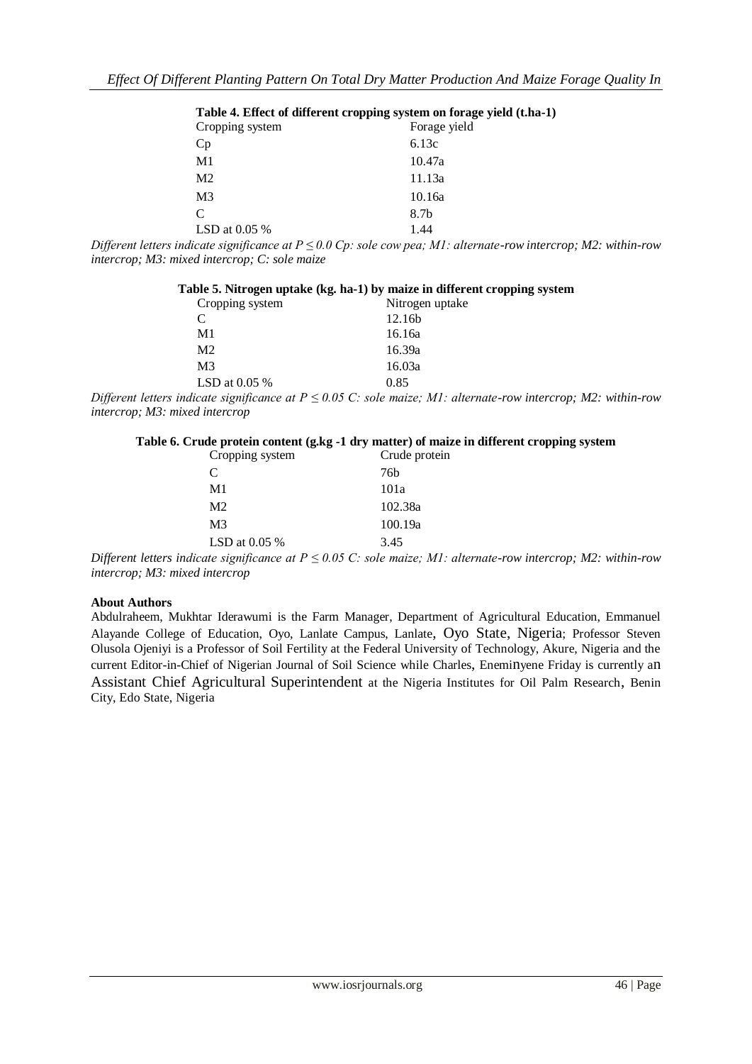**Table 4. Effect of different cropping system on forage yield (t.ha-1)**

| Cropping system | Forage yield |
|---|---|
| Cp | 6.13c |
| M1 | 10.47a |
| M2 | 11.13a |
| M3 | 10.16a |
| C | 8.7b |
| LSD at 0.05 % | 1.44 |

*Different letters indicate significance at $P \leq 0.0$ Cp: sole cow pea; M1: alternate-row intercrop; M2: within-row intercrop; M3: mixed intercrop; C: sole maize*

**Table 5. Nitrogen uptake (kg. ha-1) by maize in different cropping system**

| Cropping system | Nitrogen uptake |
|---|---|
| C | 12.16b |
| M1 | 16.16a |
| M2 | 16.39a |
| M3 | 16.03a |
| LSD at 0.05 % | 0.85 |

*Different letters indicate significance at $P \leq 0.05$ C: sole maize; M1: alternate-row intercrop; M2: within-row intercrop; M3: mixed intercrop*

**Table 6. Crude protein content (g.kg -1 dry matter) of maize in different cropping system**

| Cropping system | Crude protein |
|---|---|
| C | 76b |
| M1 | 101a |
| M2 | 102.38a |
| M3 | 100.19a |
| LSD at 0.05 % | 3.45 |

*Different letters indicate significance at $P \leq 0.05$ C: sole maize; M1: alternate-row intercrop; M2: within-row intercrop; M3: mixed intercrop*

**About Authors**

Abdulraheem, Mukhtar Iderawumi is the Farm Manager, Department of Agricultural Education, Emmanuel Alayande College of Education, Oyo, Lanlate Campus, Lanlate, Oyo State, Nigeria; Professor Steven Olusola Ojeniyi is a Professor of Soil Fertility at the Federal University of Technology, Akure, Nigeria and the current Editor-in-Chief of Nigerian Journal of Soil Science while Charles, Eneminyene Friday is currently an Assistant Chief Agricultural Superintendent at the Nigeria Institutes for Oil Palm Research, Benin City, Edo State, Nigeria